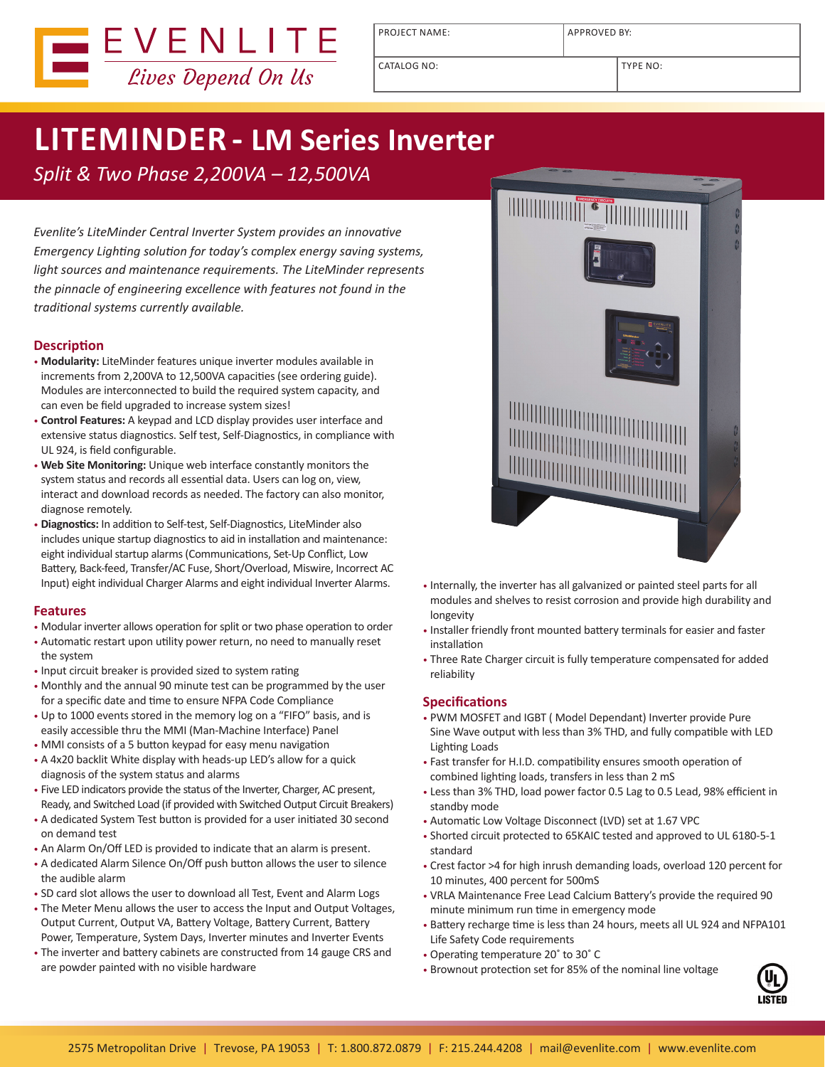EVENLITE

*Lives Depend On Us*

| PROJECT NAME: | APPROVED BY: |
| --- | --- |
| CATALOG NO: | TYPE NO: |

# LITEMINDER - LM Series Inverter

*Split & Two Phase 2,200VA – 12,500VA*

*Evenlite's LiteMinder Central Inverter System provides an innovative Emergency Lighting solution for today's complex energy saving systems, light sources and maintenance requirements. The LiteMinder represents the pinnacle of engineering excellence with features not found in the traditional systems currently available.*

## Description

- **Modularity:** LiteMinder features unique inverter modules available in increments from 2,200VA to 12,500VA capacities (see ordering guide). Modules are interconnected to build the required system capacity, and can even be field upgraded to increase system sizes!
- **Control Features:** A keypad and LCD display provides user interface and extensive status diagnostics. Self test, Self-Diagnostics, in compliance with UL 924, is field configurable.
- **Web Site Monitoring:** Unique web interface constantly monitors the system status and records all essential data. Users can log on, view, interact and download records as needed. The factory can also monitor, diagnose remotely.
- **Diagnostics:** In addition to Self-test, Self-Diagnostics, LiteMinder also includes unique startup diagnostics to aid in installation and maintenance: eight individual startup alarms (Communications, Set-Up Conflict, Low Battery, Back-feed, Transfer/AC Fuse, Short/Overload, Miswire, Incorrect AC Input) eight individual Charger Alarms and eight individual Inverter Alarms.

## Features

- Modular inverter allows operation for split or two phase operation to order
- Automatic restart upon utility power return, no need to manually reset the system
- Input circuit breaker is provided sized to system rating
- Monthly and the annual 90 minute test can be programmed by the user for a specific date and time to ensure NFPA Code Compliance
- Up to 1000 events stored in the memory log on a "FIFO" basis, and is easily accessible thru the MMI (Man-Machine Interface) Panel
- MMI consists of a 5 button keypad for easy menu navigation
- A 4x20 backlit White display with heads-up LED's allow for a quick diagnosis of the system status and alarms
- Five LED indicators provide the status of the Inverter, Charger, AC present, Ready, and Switched Load (if provided with Switched Output Circuit Breakers)
- A dedicated System Test button is provided for a user initiated 30 second on demand test
- An Alarm On/Off LED is provided to indicate that an alarm is present.
- A dedicated Alarm Silence On/Off push button allows the user to silence the audible alarm
- SD card slot allows the user to download all Test, Event and Alarm Logs
- The Meter Menu allows the user to access the Input and Output Voltages, Output Current, Output VA, Battery Voltage, Battery Current, Battery Power, Temperature, System Days, Inverter minutes and Inverter Events
- The inverter and battery cabinets are constructed from 14 gauge CRS and are powder painted with no visible hardware
- Internally, the inverter has all galvanized or painted steel parts for all modules and shelves to resist corrosion and provide high durability and longevity
- Installer friendly front mounted battery terminals for easier and faster installation
- Three Rate Charger circuit is fully temperature compensated for added reliability

## Specifications

- PWM MOSFET and IGBT ( Model Dependant) Inverter provide Pure Sine Wave output with less than 3% THD, and fully compatible with LED Lighting Loads
- Fast transfer for H.I.D. compatibility ensures smooth operation of combined lighting loads, transfers in less than 2 mS
- Less than 3% THD, load power factor 0.5 Lag to 0.5 Lead, 98% efficient in standby mode
- Automatic Low Voltage Disconnect (LVD) set at 1.67 VPC
- Shorted circuit protected to 65KAIC tested and approved to UL 6180-5-1 standard
- Crest factor >4 for high inrush demanding loads, overload 120 percent for 10 minutes, 400 percent for 500mS
- VRLA Maintenance Free Lead Calcium Battery's provide the required 90 minute minimum run time in emergency mode
- Battery recharge time is less than 24 hours, meets all UL 924 and NFPA101 Life Safety Code requirements
- Operating temperature 20˚ to 30˚ C
- Brownout protection set for 85% of the nominal line voltage

UL LISTED

2575 Metropolitan Drive | Trevose, PA 19053 | T: 1.800.872.0879 | F: 215.244.4208 | mail@evenlite.com | www.evenlite.com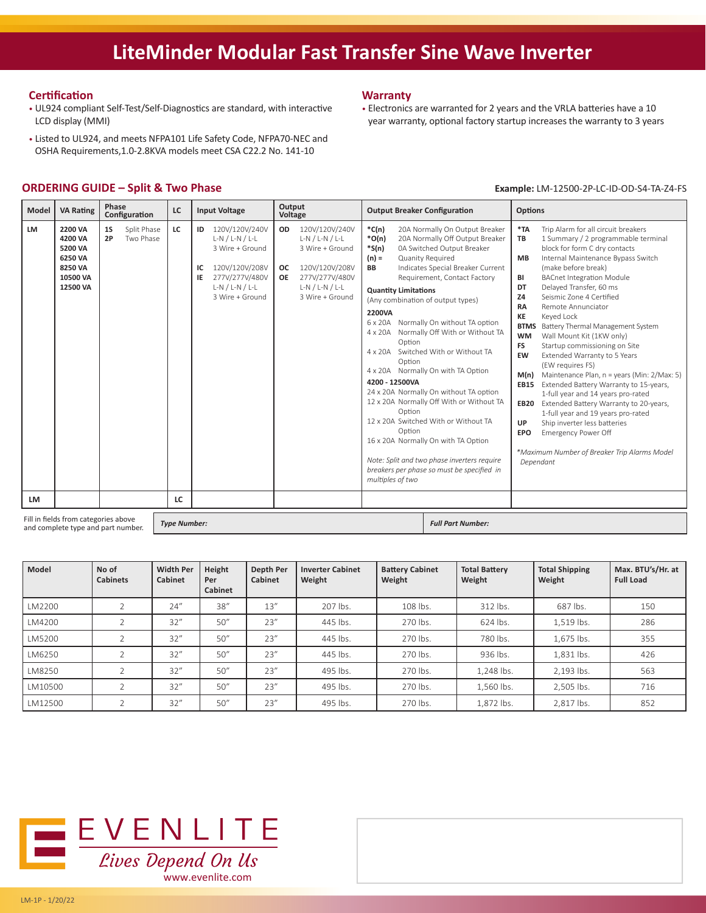# LiteMinder Modular Fast Transfer Sine Wave Inverter

## Certification

- UL924 compliant Self-Test/Self-Diagnostics are standard, with interactive LCD display (MMI)
- Listed to UL924, and meets NFPA101 Life Safety Code, NFPA70-NEC and OSHA Requirements,1.0-2.8KVA models meet CSA C22.2 No. 141-10

## Warranty

- Electronics are warranted for 2 years and the VRLA batteries have a 10 year warranty, optional factory startup increases the warranty to 3 years

## ORDERING GUIDE – Split & Two Phase

**Example:** LM-12500-2P-LC-ID-OD-S4-TA-Z4-FS

| Model | VA Rating | Phase Configuration | LC | Input Voltage | Output Voltage | Output Breaker Configuration | Options |
|---|---|---|---|---|---|---|---|
| LM | 2200 VA<br>4200 VA<br>5200 VA<br>6250 VA<br>8250 VA<br>10500 VA<br>12500 VA | **1S** Split Phase<br>**2P** Two Phase | LC | **ID** 120V/120V/240V L-N / L-N / L-L 3 Wire + Ground<br><br>**IC** 120V/120V/208V<br>**IE** 277V/277V/480V L-N / L-N / L-L 3 Wire + Ground | **OD** 120V/120V/240V L-N / L-N / L-L 3 Wire + Ground<br><br>**OC** 120V/120V/208V<br>**OE** 277V/277V/480V L-N / L-N / L-L 3 Wire + Ground | ***C(n)** 20A Normally On Output Breaker<br>***O(n)** 20A Normally Off Output Breaker<br>***S(n)** 0A Switched Output Breaker<br>**(n) =** Quanity Required<br>**BB** Indicates Special Breaker Current Requirement, Contact Factory<br><br>**Quantity Limitations**<br>(Any combination of output types)<br><br>**2200VA**<br>6 x 20A Normally On without TA option<br>4 x 20A Normally Off With or Without TA Option<br>4 x 20A Switched With or Without TA Option<br>4 x 20A Normally On with TA Option<br><br>**4200 - 12500VA**<br>24 x 20A Normally On without TA option<br>12 x 20A Normally Off With or Without TA Option<br>12 x 20A Switched With or Without TA Option<br>16 x 20A Normally On with TA Option<br><br>*Note: Split and two phase inverters require breakers per phase so must be specified in multiples of two* | ***TA** Trip Alarm for all circuit breakers<br>**TB** 1 Summary / 2 programmable terminal block for form C dry contacts<br>**MB** Internal Maintenance Bypass Switch (make before break)<br>**BI** BACnet Integration Module<br>**DT** Delayed Transfer, 60 ms<br>**Z4** Seismic Zone 4 Certified<br>**RA** Remote Annunciator<br>**KE** Keyed Lock<br>**BTMS** Battery Thermal Management System<br>**WM** Wall Mount Kit (1KW only)<br>**FS** Startup commissioning on Site<br>**EW** Extended Warranty to 5 Years (EW requires FS)<br>**M(n)** Maintenance Plan, n = years (Min: 2/Max: 5)<br>**EB15** Extended Battery Warranty to 15-years, 1-full year and 14 years pro-rated<br>**EB20** Extended Battery Warranty to 20-years, 1-full year and 19 years pro-rated<br>**UP** Ship inverter less batteries<br>**EPO** Emergency Power Off<br><br>**Maximum Number of Breaker Trip Alarms Model Dependant* |
| LM | | | LC | | | | |

Fill in fields from categories above and complete type and part number.

| *Type Number:* | *Full Part Number:* |
|---|---|
| | |

| Model | No of Cabinets | Width Per Cabinet | Height Per Cabinet | Depth Per Cabinet | Inverter Cabinet Weight | Battery Cabinet Weight | Total Battery Weight | Total Shipping Weight | Max. BTU's/Hr. at Full Load |
|---|---|---|---|---|---|---|---|---|---|
| LM2200 | 2 | 24″ | 38″ | 13″ | 207 lbs. | 108 lbs. | 312 lbs. | 687 lbs. | 150 |
| LM4200 | 2 | 32″ | 50″ | 23″ | 445 lbs. | 270 lbs. | 624 lbs. | 1,519 lbs. | 286 |
| LM5200 | 2 | 32″ | 50″ | 23″ | 445 lbs. | 270 lbs. | 780 lbs. | 1,675 lbs. | 355 |
| LM6250 | 2 | 32″ | 50″ | 23″ | 445 lbs. | 270 lbs. | 936 lbs. | 1,831 lbs. | 426 |
| LM8250 | 2 | 32″ | 50″ | 23″ | 495 lbs. | 270 lbs. | 1,248 lbs. | 2,193 lbs. | 563 |
| LM10500 | 2 | 32″ | 50″ | 23″ | 495 lbs. | 270 lbs. | 1,560 lbs. | 2,505 lbs. | 716 |
| LM12500 | 2 | 32″ | 50″ | 23″ | 495 lbs. | 270 lbs. | 1,872 lbs. | 2,817 lbs. | 852 |

EVENLITE

*Lives Depend On Us*

www.evenlite.com

LM-1P - 1/20/22